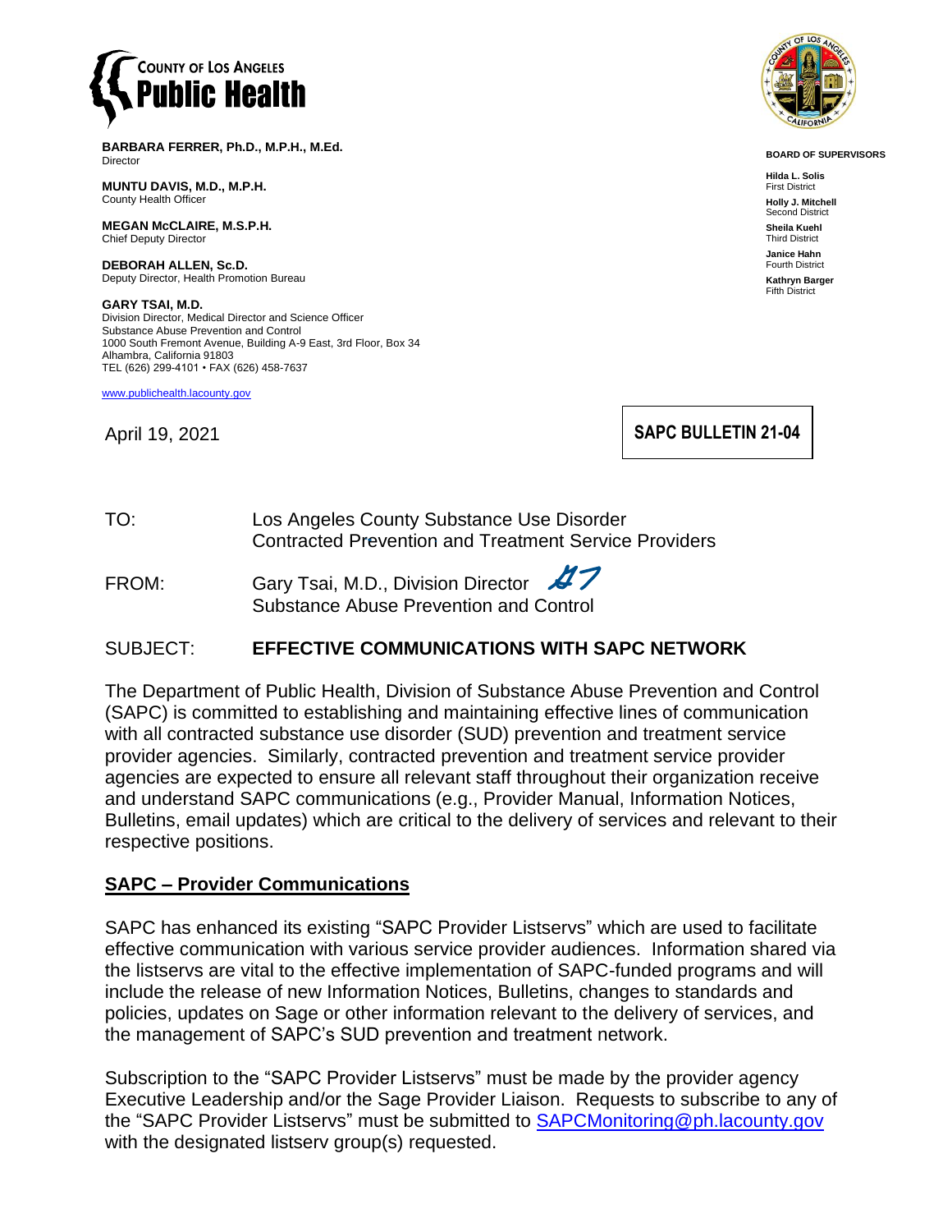**COUNTY OF LOS ANGELES**
**Public Health**

**BARBARA FERRER, Ph.D., M.P.H., M.Ed.**
Director

**MUNTU DAVIS, M.D., M.P.H.**
County Health Officer

**MEGAN McCLAIRE, M.S.P.H.**
Chief Deputy Director

**DEBORAH ALLEN, Sc.D.**
Deputy Director, Health Promotion Bureau

**GARY TSAI, M.D.**
Division Director, Medical Director and Science Officer
Substance Abuse Prevention and Control
1000 South Fremont Avenue, Building A-9 East, 3rd Floor, Box 34
Alhambra, California 91803
TEL (626) 299-4101 • FAX (626) 458-7637

www.publichealth.lacounty.gov

**BOARD OF SUPERVISORS**

**Hilda L. Solis**
First District

**Holly J. Mitchell**
Second District

**Sheila Kuehl**
Third District

**Janice Hahn**
Fourth District

**Kathryn Barger**
Fifth District

April 19, 2021

**SAPC BULLETIN 21-04**

TO: Los Angeles County Substance Use Disorder Contracted Prevention and Treatment Service Providers

FROM: Gary Tsai, M.D., Division Director
Substance Abuse Prevention and Control

SUBJECT: **EFFECTIVE COMMUNICATIONS WITH SAPC NETWORK**

The Department of Public Health, Division of Substance Abuse Prevention and Control (SAPC) is committed to establishing and maintaining effective lines of communication with all contracted substance use disorder (SUD) prevention and treatment service provider agencies. Similarly, contracted prevention and treatment service provider agencies are expected to ensure all relevant staff throughout their organization receive and understand SAPC communications (e.g., Provider Manual, Information Notices, Bulletins, email updates) which are critical to the delivery of services and relevant to their respective positions.

## SAPC – Provider Communications

SAPC has enhanced its existing "SAPC Provider Listservs" which are used to facilitate effective communication with various service provider audiences. Information shared via the listservs are vital to the effective implementation of SAPC-funded programs and will include the release of new Information Notices, Bulletins, changes to standards and policies, updates on Sage or other information relevant to the delivery of services, and the management of SAPC's SUD prevention and treatment network.

Subscription to the "SAPC Provider Listservs" must be made by the provider agency Executive Leadership and/or the Sage Provider Liaison. Requests to subscribe to any of the "SAPC Provider Listservs" must be submitted to SAPCMonitoring@ph.lacounty.gov with the designated listserv group(s) requested.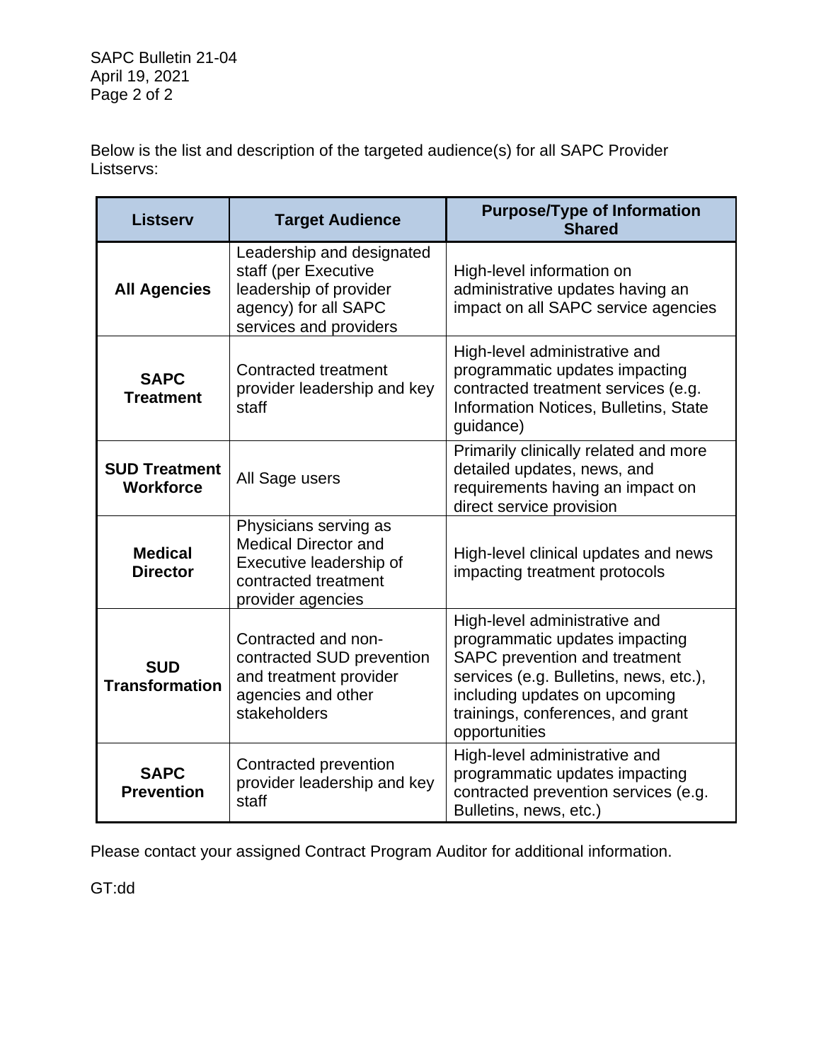Below is the list and description of the targeted audience(s) for all SAPC Provider Listservs:

| Listserv | Target Audience | Purpose/Type of Information Shared |
| --- | --- | --- |
| **All Agencies** | Leadership and designated staff (per Executive leadership of provider agency) for all SAPC services and providers | High-level information on administrative updates having an impact on all SAPC service agencies |
| **SAPC Treatment** | Contracted treatment provider leadership and key staff | High-level administrative and programmatic updates impacting contracted treatment services (e.g. Information Notices, Bulletins, State guidance) |
| **SUD Treatment Workforce** | All Sage users | Primarily clinically related and more detailed updates, news, and requirements having an impact on direct service provision |
| **Medical Director** | Physicians serving as Medical Director and Executive leadership of contracted treatment provider agencies | High-level clinical updates and news impacting treatment protocols |
| **SUD Transformation** | Contracted and non-contracted SUD prevention and treatment provider agencies and other stakeholders | High-level administrative and programmatic updates impacting SAPC prevention and treatment services (e.g. Bulletins, news, etc.), including updates on upcoming trainings, conferences, and grant opportunities |
| **SAPC Prevention** | Contracted prevention provider leadership and key staff | High-level administrative and programmatic updates impacting contracted prevention services (e.g. Bulletins, news, etc.) |

Please contact your assigned Contract Program Auditor for additional information.

GT:dd